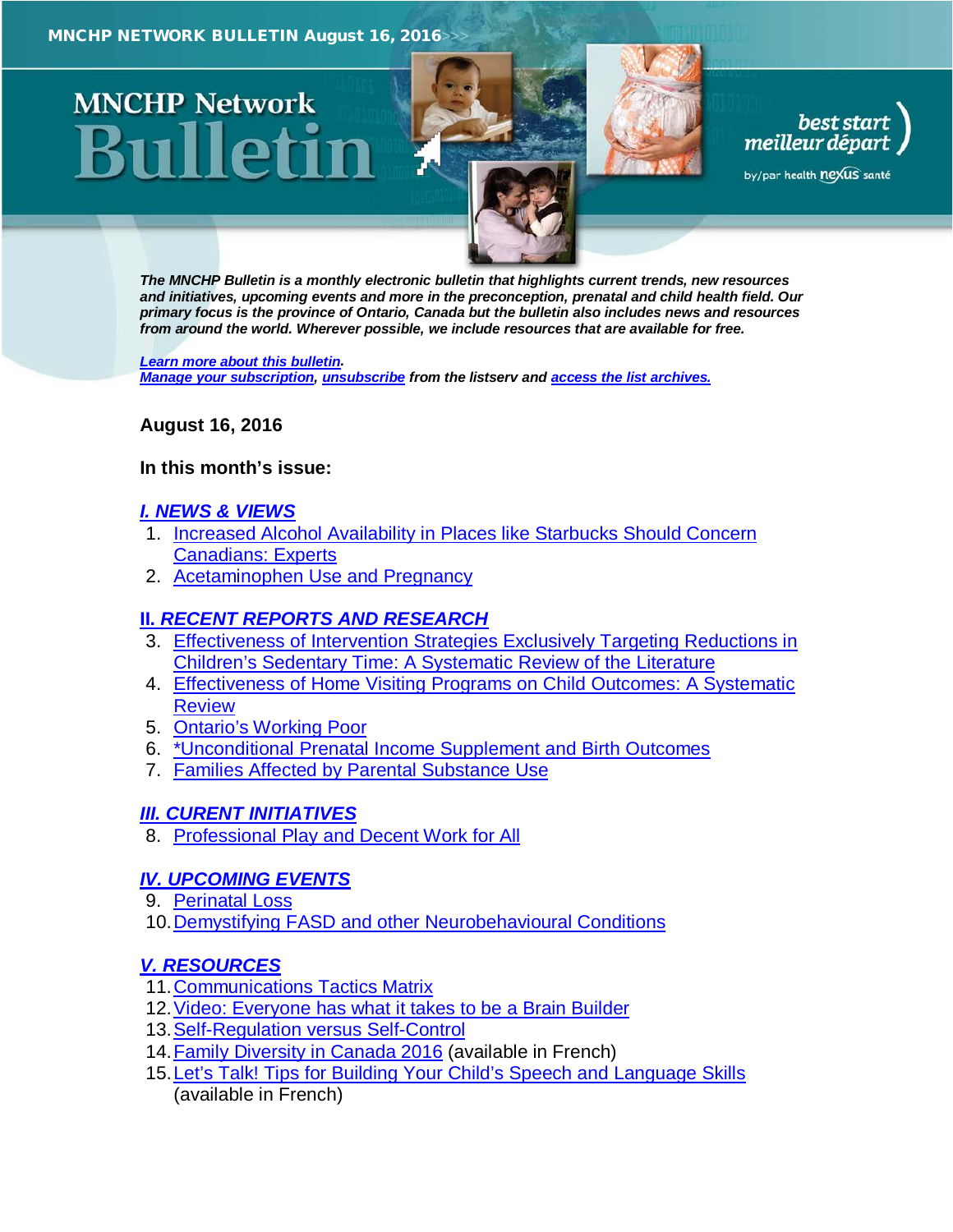MNCHP NETWORK BULLETIN August 16, 2016

# MNCHP Network Bulletin

best start meilleur départ by/par health nexus santé

***The MNCHP Bulletin is a monthly electronic bulletin that highlights current trends, new resources and initiatives, upcoming events and more in the preconception, prenatal and child health field. Our primary focus is the province of Ontario, Canada but the bulletin also includes news and resources from around the world. Wherever possible, we include resources that are available for free.***

***Learn more about this bulletin.***
***Manage your subscription, unsubscribe from the listserv and access the list archives.***

**August 16, 2016**

**In this month's issue:**

## *I. NEWS & VIEWS*

1. Increased Alcohol Availability in Places like Starbucks Should Concern Canadians: Experts
2. Acetaminophen Use and Pregnancy

## *II. RECENT REPORTS AND RESEARCH*

3. Effectiveness of Intervention Strategies Exclusively Targeting Reductions in Children's Sedentary Time: A Systematic Review of the Literature
4. Effectiveness of Home Visiting Programs on Child Outcomes: A Systematic Review
5. Ontario's Working Poor
6. *Unconditional Prenatal Income Supplement and Birth Outcomes
7. Families Affected by Parental Substance Use

## *III. CURENT INITIATIVES*

8. Professional Play and Decent Work for All

## *IV. UPCOMING EVENTS*

9. Perinatal Loss
10. Demystifying FASD and other Neurobehavioural Conditions

## *V. RESOURCES*

11. Communications Tactics Matrix
12. Video: Everyone has what it takes to be a Brain Builder
13. Self-Regulation versus Self-Control
14. Family Diversity in Canada 2016 (available in French)
15. Let's Talk! Tips for Building Your Child's Speech and Language Skills (available in French)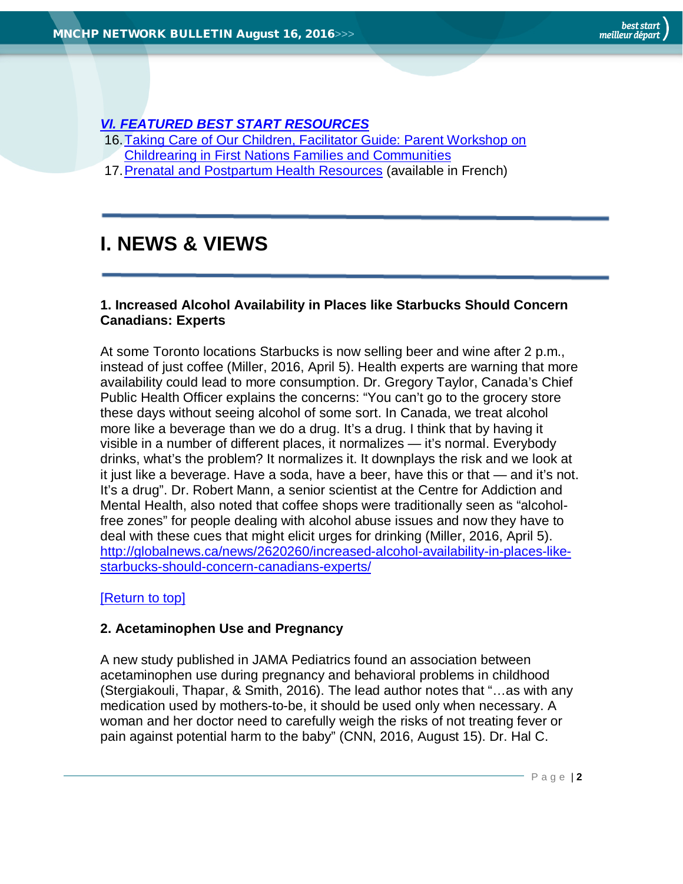### *VI. FEATURED BEST START RESOURCES*

16. Taking Care of Our Children, Facilitator Guide: Parent Workshop on Childrearing in First Nations Families and Communities
17. Prenatal and Postpartum Health Resources (available in French)

# I. NEWS & VIEWS

### 1. Increased Alcohol Availability in Places like Starbucks Should Concern Canadians: Experts

At some Toronto locations Starbucks is now selling beer and wine after 2 p.m., instead of just coffee (Miller, 2016, April 5). Health experts are warning that more availability could lead to more consumption. Dr. Gregory Taylor, Canada's Chief Public Health Officer explains the concerns: "You can't go to the grocery store these days without seeing alcohol of some sort. In Canada, we treat alcohol more like a beverage than we do a drug. It's a drug. I think that by having it visible in a number of different places, it normalizes — it's normal. Everybody drinks, what's the problem? It normalizes it. It downplays the risk and we look at it just like a beverage. Have a soda, have a beer, have this or that — and it's not. It's a drug". Dr. Robert Mann, a senior scientist at the Centre for Addiction and Mental Health, also noted that coffee shops were traditionally seen as "alcohol-free zones" for people dealing with alcohol abuse issues and now they have to deal with these cues that might elicit urges for drinking (Miller, 2016, April 5). http://globalnews.ca/news/2620260/increased-alcohol-availability-in-places-like-starbucks-should-concern-canadians-experts/

[Return to top]

### 2. Acetaminophen Use and Pregnancy

A new study published in JAMA Pediatrics found an association between acetaminophen use during pregnancy and behavioral problems in childhood (Stergiakouli, Thapar, & Smith, 2016). The lead author notes that "…as with any medication used by mothers-to-be, it should be used only when necessary. A woman and her doctor need to carefully weigh the risks of not treating fever or pain against potential harm to the baby" (CNN, 2016, August 15). Dr. Hal C.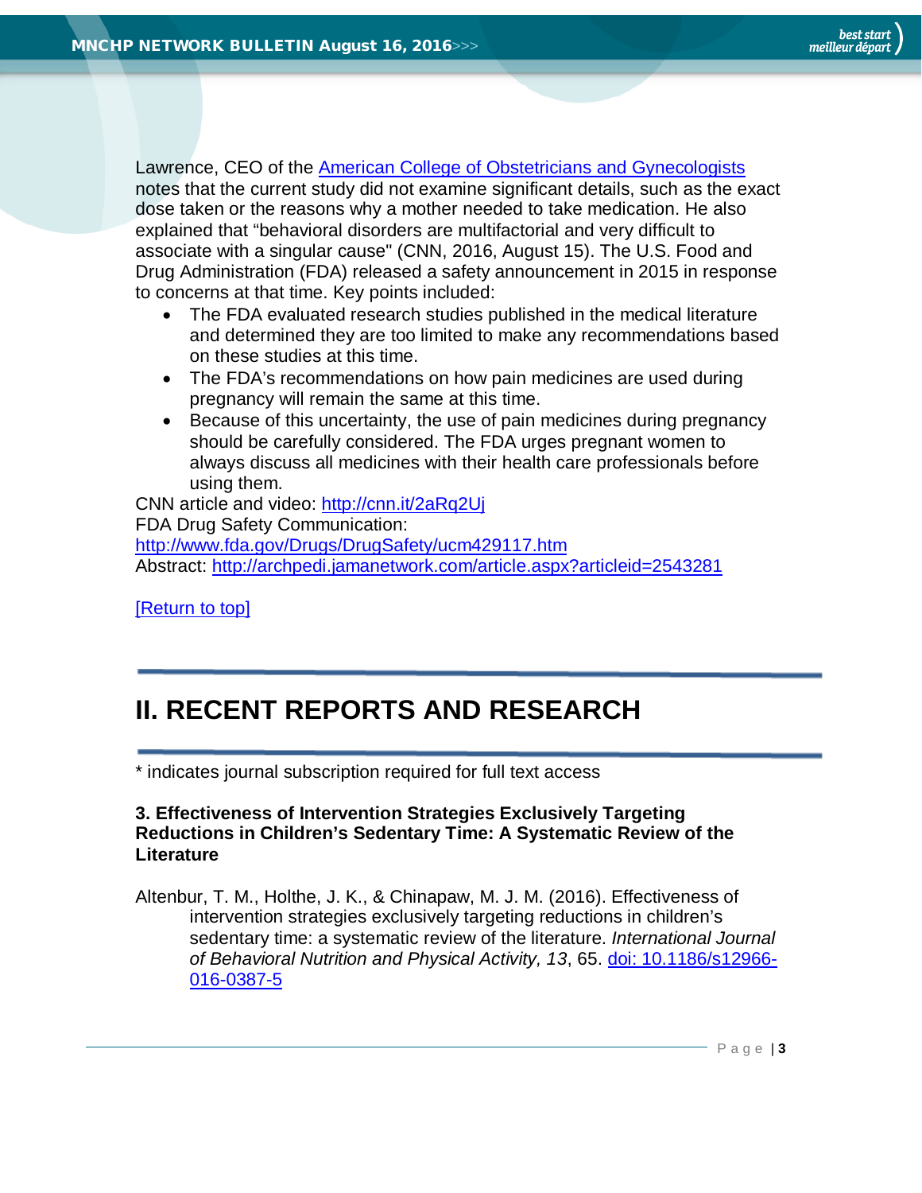Lawrence, CEO of the [American College of Obstetricians and Gynecologists](#) notes that the current study did not examine significant details, such as the exact dose taken or the reasons why a mother needed to take medication. He also explained that “behavioral disorders are multifactorial and very difficult to associate with a singular cause" (CNN, 2016, August 15). The U.S. Food and Drug Administration (FDA) released a safety announcement in 2015 in response to concerns at that time. Key points included:

- The FDA evaluated research studies published in the medical literature and determined they are too limited to make any recommendations based on these studies at this time.
- The FDA’s recommendations on how pain medicines are used during pregnancy will remain the same at this time.
- Because of this uncertainty, the use of pain medicines during pregnancy should be carefully considered. The FDA urges pregnant women to always discuss all medicines with their health care professionals before using them.

CNN article and video: http://cnn.it/2aRq2Uj
FDA Drug Safety Communication:
http://www.fda.gov/Drugs/DrugSafety/ucm429117.htm
Abstract: http://archpedi.jamanetwork.com/article.aspx?articleid=2543281

[Return to top]

# II. RECENT REPORTS AND RESEARCH

* indicates journal subscription required for full text access

### 3. Effectiveness of Intervention Strategies Exclusively Targeting Reductions in Children’s Sedentary Time: A Systematic Review of the Literature

Altenbur, T. M., Holthe, J. K., & Chinapaw, M. J. M. (2016). Effectiveness of intervention strategies exclusively targeting reductions in children’s sedentary time: a systematic review of the literature. *International Journal of Behavioral Nutrition and Physical Activity, 13*, 65. doi: 10.1186/s12966-016-0387-5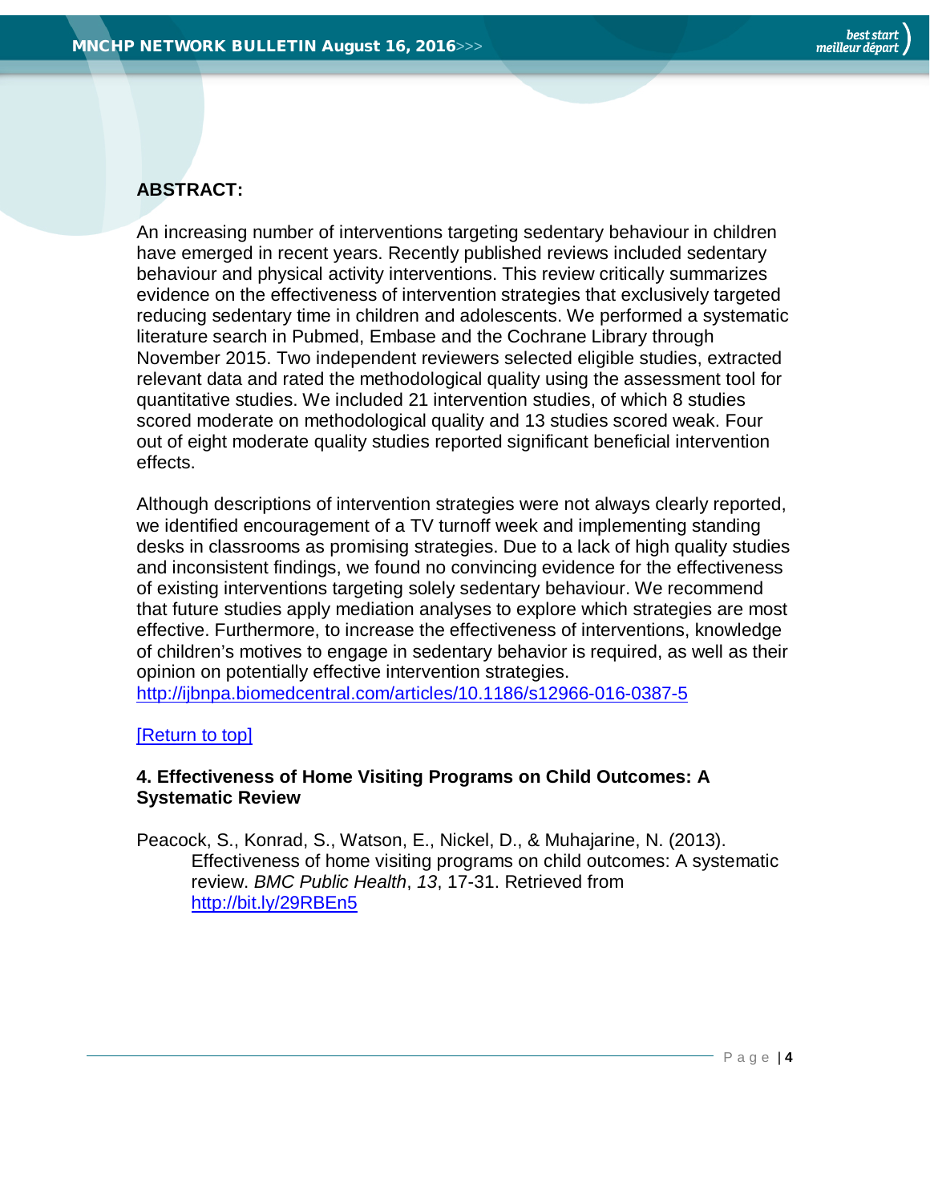**ABSTRACT:**

An increasing number of interventions targeting sedentary behaviour in children have emerged in recent years. Recently published reviews included sedentary behaviour and physical activity interventions. This review critically summarizes evidence on the effectiveness of intervention strategies that exclusively targeted reducing sedentary time in children and adolescents. We performed a systematic literature search in Pubmed, Embase and the Cochrane Library through November 2015. Two independent reviewers selected eligible studies, extracted relevant data and rated the methodological quality using the assessment tool for quantitative studies. We included 21 intervention studies, of which 8 studies scored moderate on methodological quality and 13 studies scored weak. Four out of eight moderate quality studies reported significant beneficial intervention effects.

Although descriptions of intervention strategies were not always clearly reported, we identified encouragement of a TV turnoff week and implementing standing desks in classrooms as promising strategies. Due to a lack of high quality studies and inconsistent findings, we found no convincing evidence for the effectiveness of existing interventions targeting solely sedentary behaviour. We recommend that future studies apply mediation analyses to explore which strategies are most effective. Furthermore, to increase the effectiveness of interventions, knowledge of children's motives to engage in sedentary behavior is required, as well as their opinion on potentially effective intervention strategies.
http://ijbnpa.biomedcentral.com/articles/10.1186/s12966-016-0387-5

[Return to top]

**4. Effectiveness of Home Visiting Programs on Child Outcomes: A Systematic Review**

Peacock, S., Konrad, S., Watson, E., Nickel, D., & Muhajarine, N. (2013). Effectiveness of home visiting programs on child outcomes: A systematic review. *BMC Public Health*, *13*, 17-31. Retrieved from http://bit.ly/29RBEn5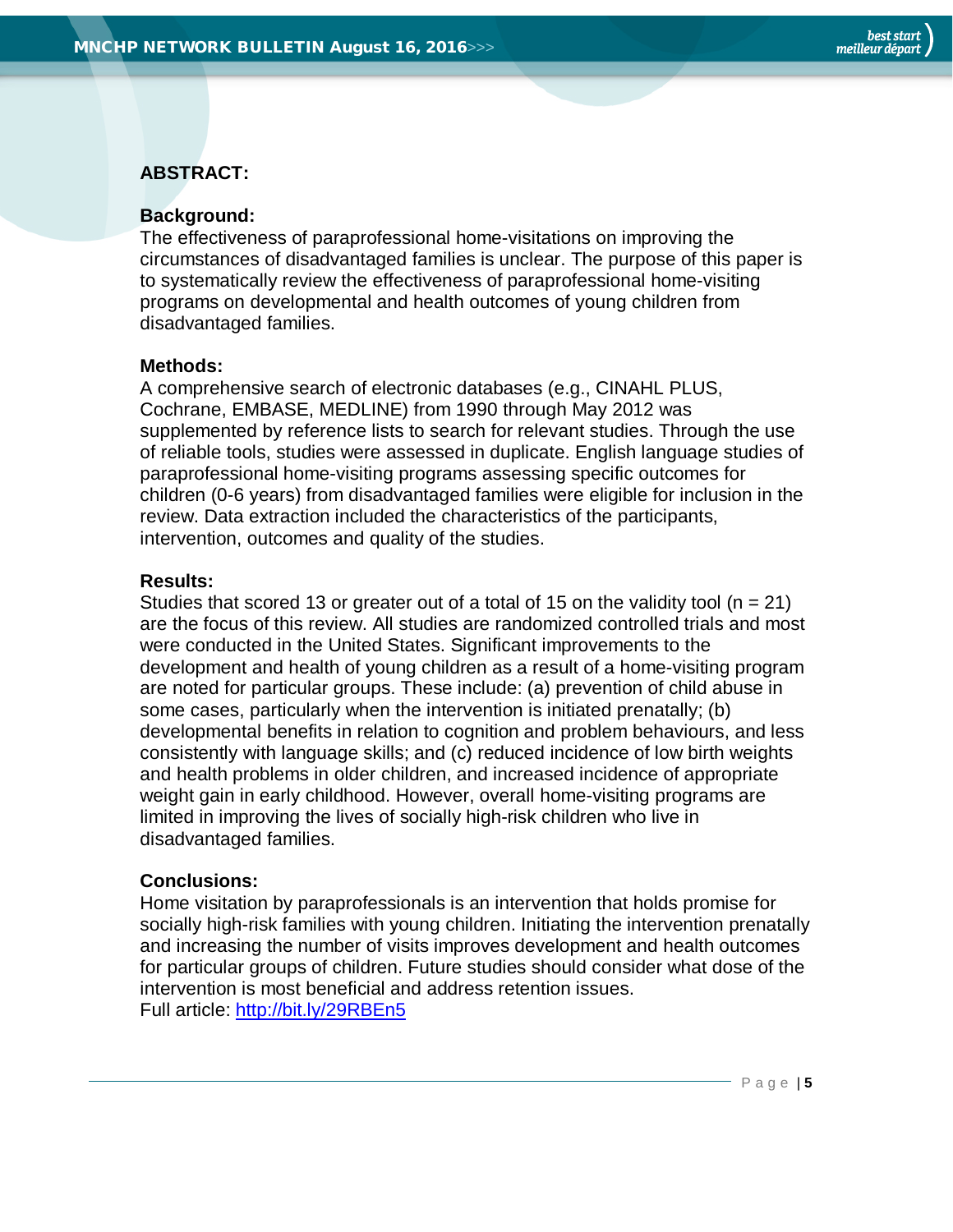**ABSTRACT:**

**Background:**
The effectiveness of paraprofessional home-visitations on improving the circumstances of disadvantaged families is unclear. The purpose of this paper is to systematically review the effectiveness of paraprofessional home-visiting programs on developmental and health outcomes of young children from disadvantaged families.

**Methods:**
A comprehensive search of electronic databases (e.g., CINAHL PLUS, Cochrane, EMBASE, MEDLINE) from 1990 through May 2012 was supplemented by reference lists to search for relevant studies. Through the use of reliable tools, studies were assessed in duplicate. English language studies of paraprofessional home-visiting programs assessing specific outcomes for children (0-6 years) from disadvantaged families were eligible for inclusion in the review. Data extraction included the characteristics of the participants, intervention, outcomes and quality of the studies.

**Results:**
Studies that scored 13 or greater out of a total of 15 on the validity tool (n = 21) are the focus of this review. All studies are randomized controlled trials and most were conducted in the United States. Significant improvements to the development and health of young children as a result of a home-visiting program are noted for particular groups. These include: (a) prevention of child abuse in some cases, particularly when the intervention is initiated prenatally; (b) developmental benefits in relation to cognition and problem behaviours, and less consistently with language skills; and (c) reduced incidence of low birth weights and health problems in older children, and increased incidence of appropriate weight gain in early childhood. However, overall home-visiting programs are limited in improving the lives of socially high-risk children who live in disadvantaged families.

**Conclusions:**
Home visitation by paraprofessionals is an intervention that holds promise for socially high-risk families with young children. Initiating the intervention prenatally and increasing the number of visits improves development and health outcomes for particular groups of children. Future studies should consider what dose of the intervention is most beneficial and address retention issues.
Full article: [http://bit.ly/29RBEn5](http://bit.ly/29RBEn5)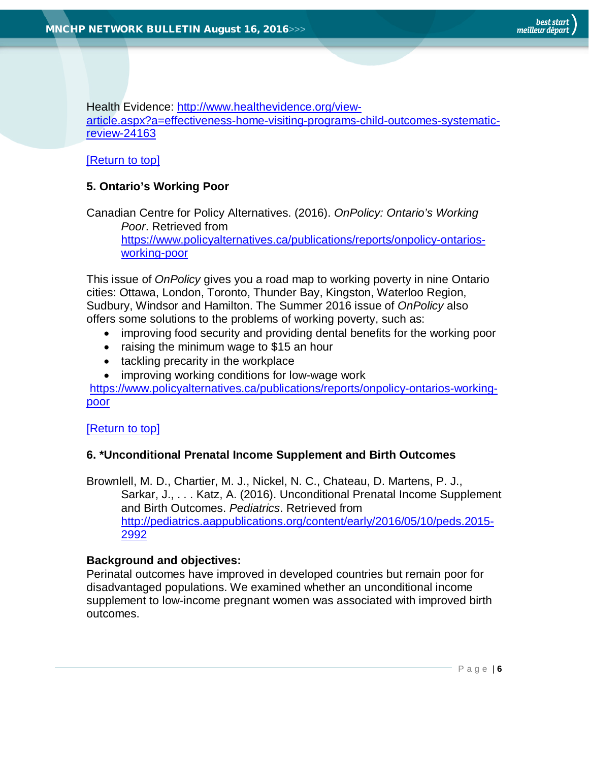Health Evidence: [http://www.healthevidence.org/view-article.aspx?a=effectiveness-home-visiting-programs-child-outcomes-systematic-review-24163](http://www.healthevidence.org/view-article.aspx?a=effectiveness-home-visiting-programs-child-outcomes-systematic-review-24163)

[Return to top]

**5. Ontario's Working Poor**

Canadian Centre for Policy Alternatives. (2016). *OnPolicy: Ontario's Working Poor*. Retrieved from [https://www.policyalternatives.ca/publications/reports/onpolicy-ontarios-working-poor](https://www.policyalternatives.ca/publications/reports/onpolicy-ontarios-working-poor)

This issue of *OnPolicy* gives you a road map to working poverty in nine Ontario cities: Ottawa, London, Toronto, Thunder Bay, Kingston, Waterloo Region, Sudbury, Windsor and Hamilton. The Summer 2016 issue of *OnPolicy* also offers some solutions to the problems of working poverty, such as:

- improving food security and providing dental benefits for the working poor
- raising the minimum wage to $15 an hour
- tackling precarity in the workplace
- improving working conditions for low-wage work

[https://www.policyalternatives.ca/publications/reports/onpolicy-ontarios-working-poor](https://www.policyalternatives.ca/publications/reports/onpolicy-ontarios-working-poor)

[Return to top]

**6. *Unconditional Prenatal Income Supplement and Birth Outcomes**

Brownlell, M. D., Chartier, M. J., Nickel, N. C., Chateau, D. Martens, P. J., Sarkar, J., . . . Katz, A. (2016). Unconditional Prenatal Income Supplement and Birth Outcomes. *Pediatrics*. Retrieved from [http://pediatrics.aappublications.org/content/early/2016/05/10/peds.2015-2992](http://pediatrics.aappublications.org/content/early/2016/05/10/peds.2015-2992)

**Background and objectives:**
Perinatal outcomes have improved in developed countries but remain poor for disadvantaged populations. We examined whether an unconditional income supplement to low-income pregnant women was associated with improved birth outcomes.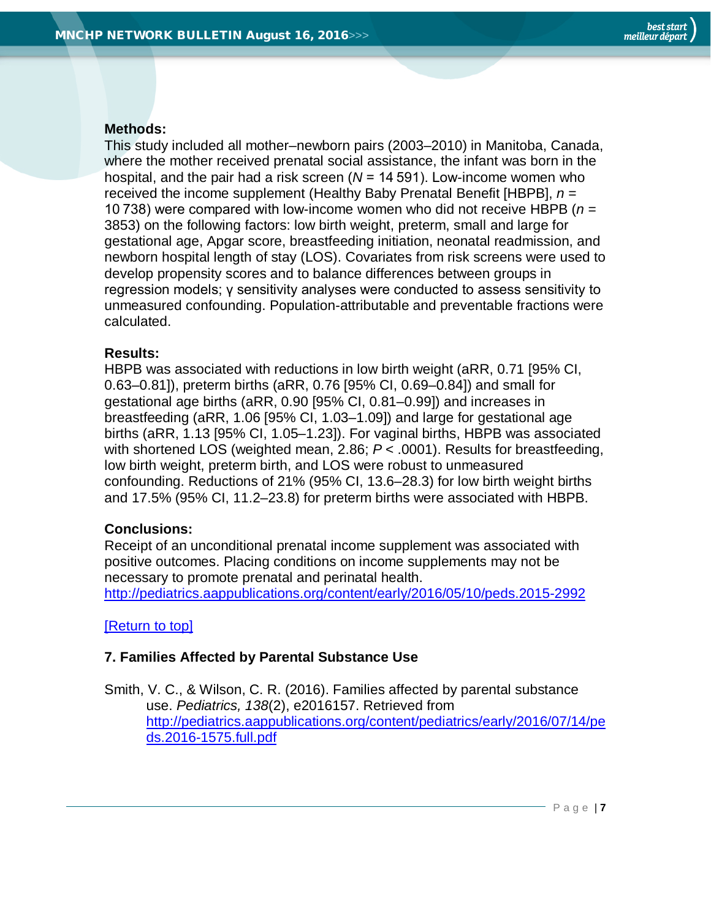**Methods:**
This study included all mother–newborn pairs (2003–2010) in Manitoba, Canada, where the mother received prenatal social assistance, the infant was born in the hospital, and the pair had a risk screen ($N$ = 14 591). Low-income women who received the income supplement (Healthy Baby Prenatal Benefit [HBPB], $n$ = 10 738) were compared with low-income women who did not receive HBPB ($n$ = 3853) on the following factors: low birth weight, preterm, small and large for gestational age, Apgar score, breastfeeding initiation, neonatal readmission, and newborn hospital length of stay (LOS). Covariates from risk screens were used to develop propensity scores and to balance differences between groups in regression models; γ sensitivity analyses were conducted to assess sensitivity to unmeasured confounding. Population-attributable and preventable fractions were calculated.

**Results:**
HBPB was associated with reductions in low birth weight (aRR, 0.71 [95% CI, 0.63–0.81]), preterm births (aRR, 0.76 [95% CI, 0.69–0.84]) and small for gestational age births (aRR, 0.90 [95% CI, 0.81–0.99]) and increases in breastfeeding (aRR, 1.06 [95% CI, 1.03–1.09]) and large for gestational age births (aRR, 1.13 [95% CI, 1.05–1.23]). For vaginal births, HBPB was associated with shortened LOS (weighted mean, 2.86; $P < .0001$). Results for breastfeeding, low birth weight, preterm birth, and LOS were robust to unmeasured confounding. Reductions of 21% (95% CI, 13.6–28.3) for low birth weight births and 17.5% (95% CI, 11.2–23.8) for preterm births were associated with HBPB.

**Conclusions:**
Receipt of an unconditional prenatal income supplement was associated with positive outcomes. Placing conditions on income supplements may not be necessary to promote prenatal and perinatal health.
http://pediatrics.aappublications.org/content/early/2016/05/10/peds.2015-2992

[Return to top]

### 7. Families Affected by Parental Substance Use

Smith, V. C., & Wilson, C. R. (2016). Families affected by parental substance use. *Pediatrics, 138*(2), e2016157. Retrieved from http://pediatrics.aappublications.org/content/pediatrics/early/2016/07/14/peds.2016-1575.full.pdf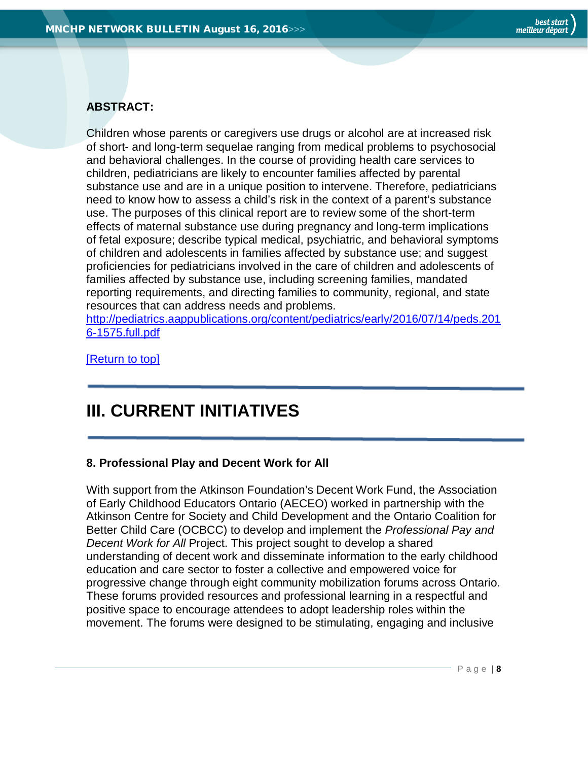**ABSTRACT:**

Children whose parents or caregivers use drugs or alcohol are at increased risk of short- and long-term sequelae ranging from medical problems to psychosocial and behavioral challenges. In the course of providing health care services to children, pediatricians are likely to encounter families affected by parental substance use and are in a unique position to intervene. Therefore, pediatricians need to know how to assess a child's risk in the context of a parent's substance use. The purposes of this clinical report are to review some of the short-term effects of maternal substance use during pregnancy and long-term implications of fetal exposure; describe typical medical, psychiatric, and behavioral symptoms of children and adolescents in families affected by substance use; and suggest proficiencies for pediatricians involved in the care of children and adolescents of families affected by substance use, including screening families, mandated reporting requirements, and directing families to community, regional, and state resources that can address needs and problems.
http://pediatrics.aappublications.org/content/pediatrics/early/2016/07/14/peds.2016-1575.full.pdf

[Return to top]

---

# III. CURRENT INITIATIVES

---

### 8. Professional Play and Decent Work for All

With support from the Atkinson Foundation's Decent Work Fund, the Association of Early Childhood Educators Ontario (AECEO) worked in partnership with the Atkinson Centre for Society and Child Development and the Ontario Coalition for Better Child Care (OCBCC) to develop and implement the *Professional Pay and Decent Work for All* Project. This project sought to develop a shared understanding of decent work and disseminate information to the early childhood education and care sector to foster a collective and empowered voice for progressive change through eight community mobilization forums across Ontario. These forums provided resources and professional learning in a respectful and positive space to encourage attendees to adopt leadership roles within the movement. The forums were designed to be stimulating, engaging and inclusive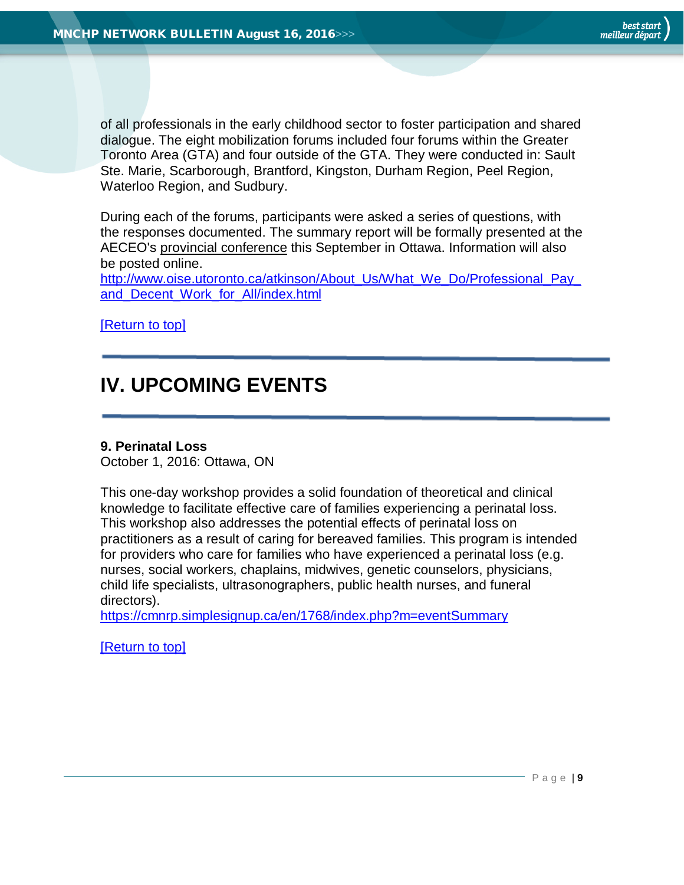of all professionals in the early childhood sector to foster participation and shared dialogue. The eight mobilization forums included four forums within the Greater Toronto Area (GTA) and four outside of the GTA. They were conducted in: Sault Ste. Marie, Scarborough, Brantford, Kingston, Durham Region, Peel Region, Waterloo Region, and Sudbury.

During each of the forums, participants were asked a series of questions, with the responses documented. The summary report will be formally presented at the AECEO's provincial conference this September in Ottawa. Information will also be posted online.
http://www.oise.utoronto.ca/atkinson/About_Us/What_We_Do/Professional_Pay_and_Decent_Work_for_All/index.html

[Return to top]

# IV. UPCOMING EVENTS

**9. Perinatal Loss**
October 1, 2016: Ottawa, ON

This one-day workshop provides a solid foundation of theoretical and clinical knowledge to facilitate effective care of families experiencing a perinatal loss. This workshop also addresses the potential effects of perinatal loss on practitioners as a result of caring for bereaved families. This program is intended for providers who care for families who have experienced a perinatal loss (e.g. nurses, social workers, chaplains, midwives, genetic counselors, physicians, child life specialists, ultrasonographers, public health nurses, and funeral directors).
https://cmnrp.simplesignup.ca/en/1768/index.php?m=eventSummary

[Return to top]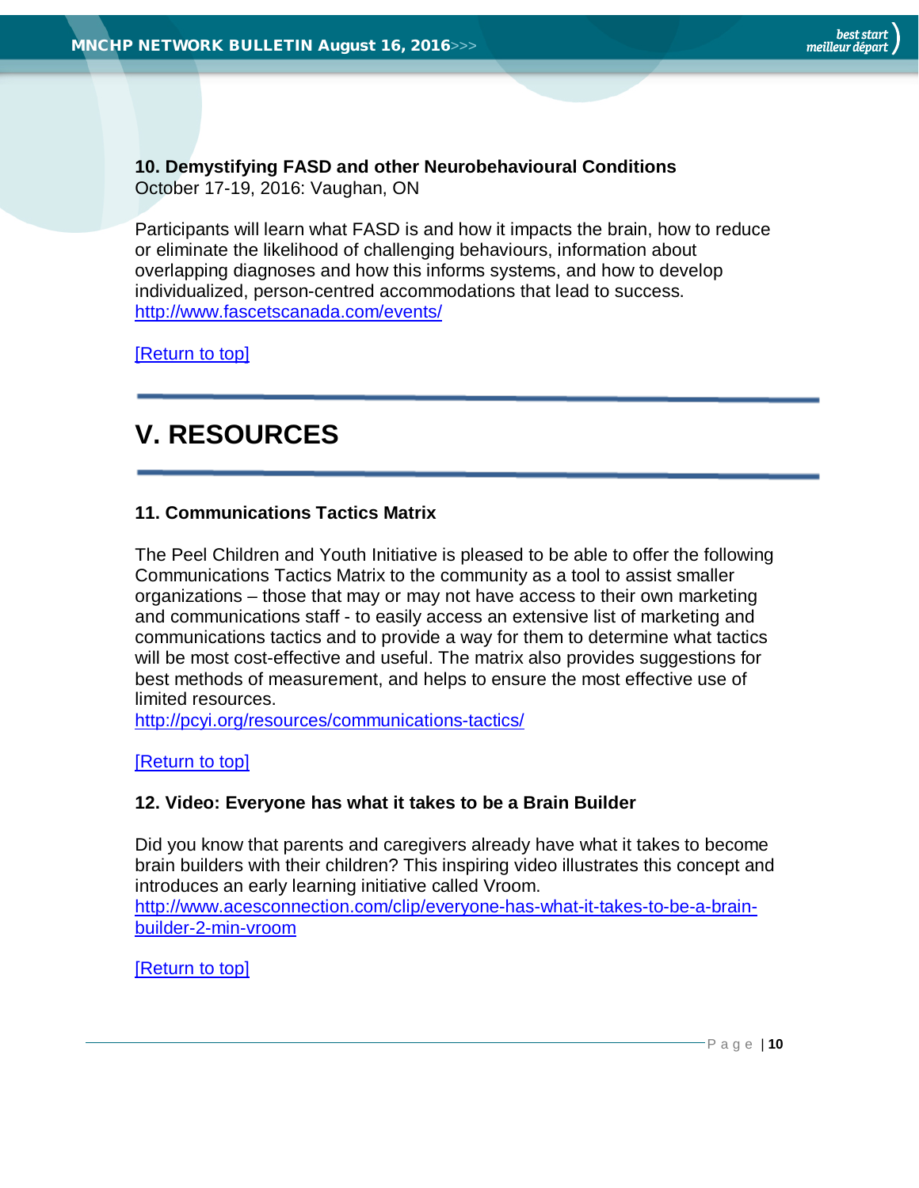### 10. Demystifying FASD and other Neurobehavioural Conditions

October 17-19, 2016: Vaughan, ON

Participants will learn what FASD is and how it impacts the brain, how to reduce or eliminate the likelihood of challenging behaviours, information about overlapping diagnoses and how this informs systems, and how to develop individualized, person-centred accommodations that lead to success.
http://www.fascetscanada.com/events/

[Return to top]

## V. RESOURCES

### 11. Communications Tactics Matrix

The Peel Children and Youth Initiative is pleased to be able to offer the following Communications Tactics Matrix to the community as a tool to assist smaller organizations – those that may or may not have access to their own marketing and communications staff - to easily access an extensive list of marketing and communications tactics and to provide a way for them to determine what tactics will be most cost-effective and useful. The matrix also provides suggestions for best methods of measurement, and helps to ensure the most effective use of limited resources.
http://pcyi.org/resources/communications-tactics/

[Return to top]

### 12. Video: Everyone has what it takes to be a Brain Builder

Did you know that parents and caregivers already have what it takes to become brain builders with their children? This inspiring video illustrates this concept and introduces an early learning initiative called Vroom.
http://www.acesconnection.com/clip/everyone-has-what-it-takes-to-be-a-brain-builder-2-min-vroom

[Return to top]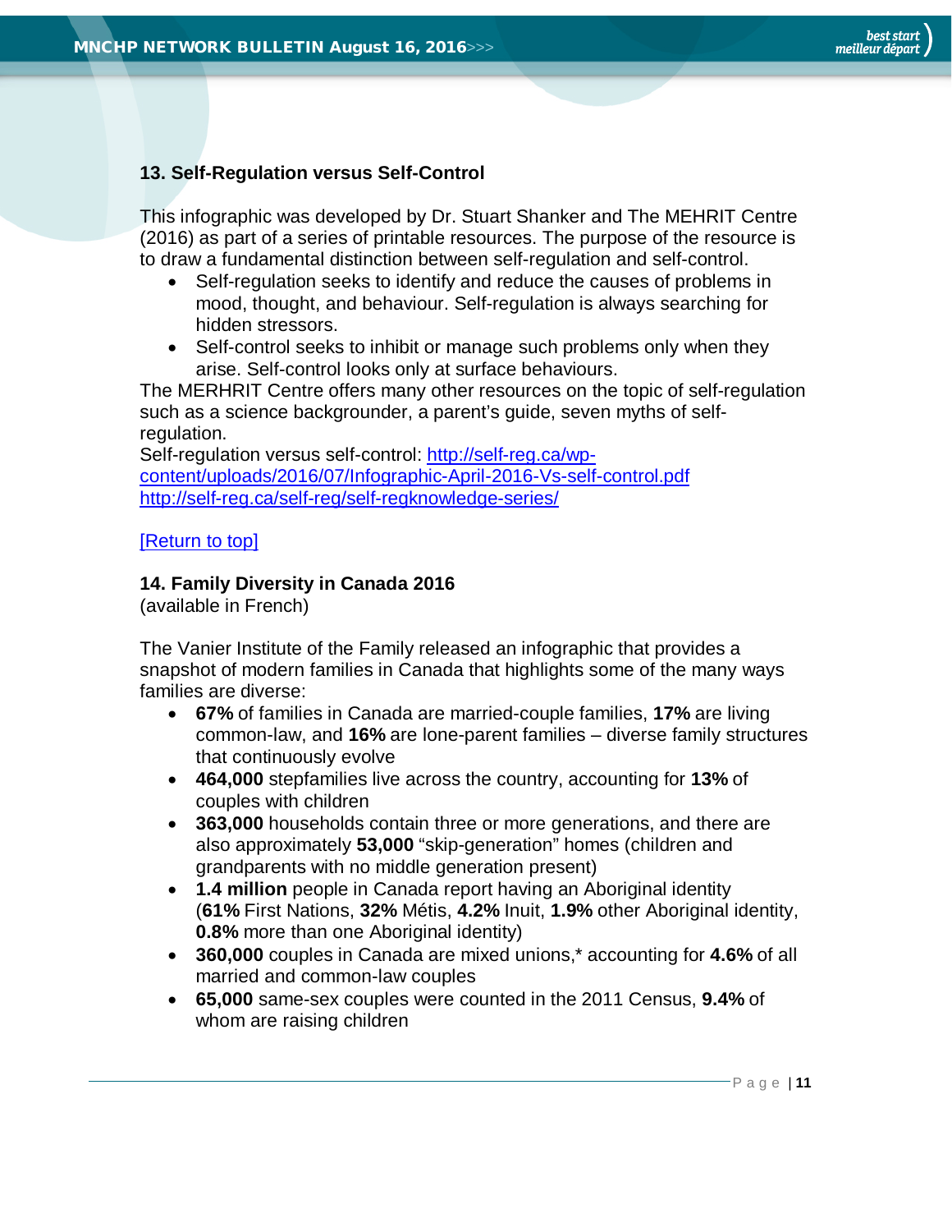### 13. Self-Regulation versus Self-Control

This infographic was developed by Dr. Stuart Shanker and The MEHRIT Centre (2016) as part of a series of printable resources. The purpose of the resource is to draw a fundamental distinction between self-regulation and self-control.

- Self-regulation seeks to identify and reduce the causes of problems in mood, thought, and behaviour. Self-regulation is always searching for hidden stressors.
- Self-control seeks to inhibit or manage such problems only when they arise. Self-control looks only at surface behaviours.

The MERHRIT Centre offers many other resources on the topic of self-regulation such as a science backgrounder, a parent's guide, seven myths of self-regulation.
Self-regulation versus self-control: http://self-reg.ca/wp-content/uploads/2016/07/Infographic-April-2016-Vs-self-control.pdf
http://self-reg.ca/self-reg/self-regknowledge-series/

[Return to top]

### 14. Family Diversity in Canada 2016

(available in French)

The Vanier Institute of the Family released an infographic that provides a snapshot of modern families in Canada that highlights some of the many ways families are diverse:

- **67%** of families in Canada are married-couple families, **17%** are living common-law, and **16%** are lone-parent families – diverse family structures that continuously evolve
- **464,000** stepfamilies live across the country, accounting for **13%** of couples with children
- **363,000** households contain three or more generations, and there are also approximately **53,000** "skip-generation" homes (children and grandparents with no middle generation present)
- **1.4 million** people in Canada report having an Aboriginal identity (**61%** First Nations, **32%** Métis, **4.2%** Inuit, **1.9%** other Aboriginal identity, **0.8%** more than one Aboriginal identity)
- **360,000** couples in Canada are mixed unions,* accounting for **4.6%** of all married and common-law couples
- **65,000** same-sex couples were counted in the 2011 Census, **9.4%** of whom are raising children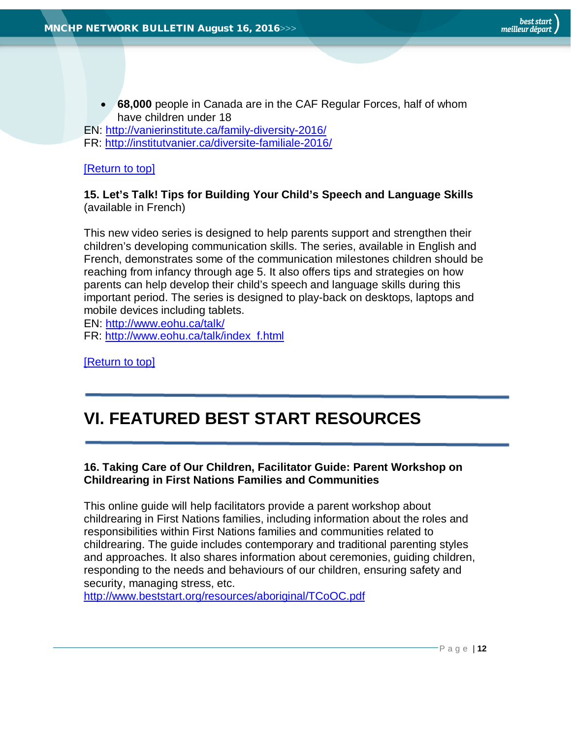- **68,000** people in Canada are in the CAF Regular Forces, half of whom have children under 18

EN: http://vanierinstitute.ca/family-diversity-2016/
FR: http://institutvanier.ca/diversite-familiale-2016/

[Return to top]

**15. Let's Talk! Tips for Building Your Child's Speech and Language Skills** (available in French)

This new video series is designed to help parents support and strengthen their children's developing communication skills. The series, available in English and French, demonstrates some of the communication milestones children should be reaching from infancy through age 5. It also offers tips and strategies on how parents can help develop their child's speech and language skills during this important period. The series is designed to play-back on desktops, laptops and mobile devices including tablets.
EN: http://www.eohu.ca/talk/
FR: http://www.eohu.ca/talk/index_f.html

[Return to top]

---

# VI. FEATURED BEST START RESOURCES

---

**16. Taking Care of Our Children, Facilitator Guide: Parent Workshop on Childrearing in First Nations Families and Communities**

This online guide will help facilitators provide a parent workshop about childrearing in First Nations families, including information about the roles and responsibilities within First Nations families and communities related to childrearing. The guide includes contemporary and traditional parenting styles and approaches. It also shares information about ceremonies, guiding children, responding to the needs and behaviours of our children, ensuring safety and security, managing stress, etc.
http://www.beststart.org/resources/aboriginal/TCoOC.pdf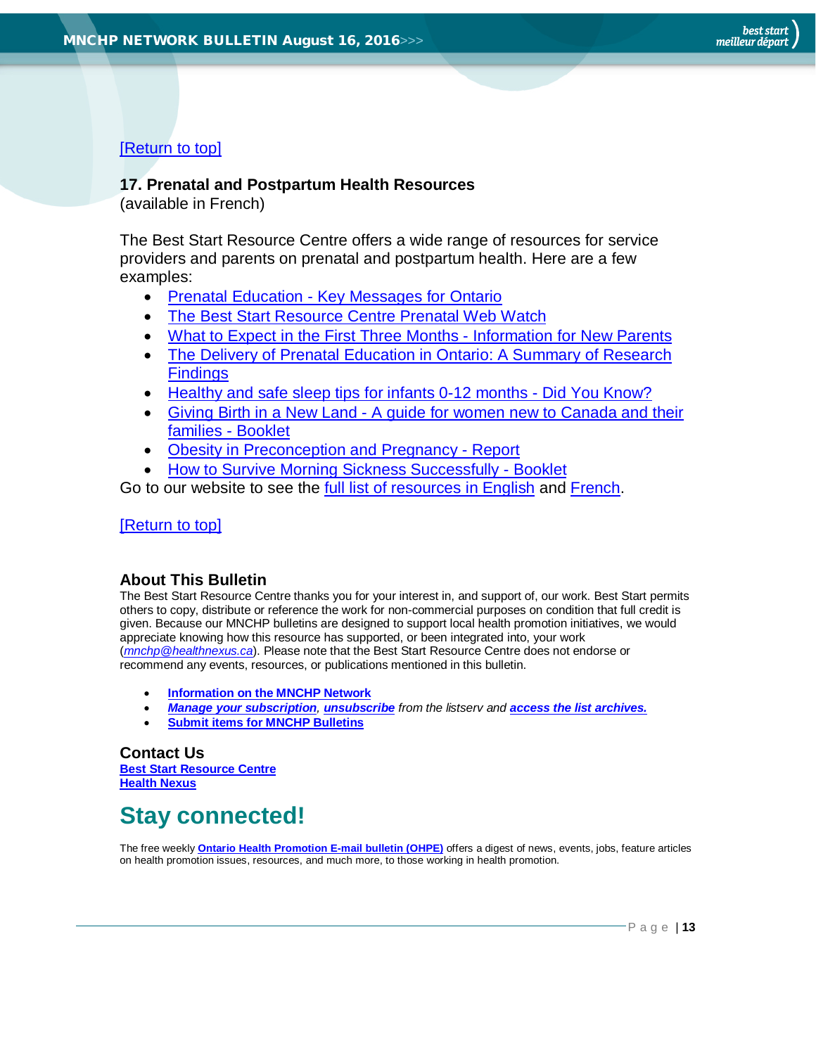[Return to top]

### 17. Prenatal and Postpartum Health Resources

(available in French)

The Best Start Resource Centre offers a wide range of resources for service providers and parents on prenatal and postpartum health. Here are a few examples:

- Prenatal Education - Key Messages for Ontario
- The Best Start Resource Centre Prenatal Web Watch
- What to Expect in the First Three Months - Information for New Parents
- The Delivery of Prenatal Education in Ontario: A Summary of Research Findings
- Healthy and safe sleep tips for infants 0-12 months - Did You Know?
- Giving Birth in a New Land - A guide for women new to Canada and their families - Booklet
- Obesity in Preconception and Pregnancy - Report
- How to Survive Morning Sickness Successfully - Booklet

Go to our website to see the full list of resources in English and French.

[Return to top]

### About This Bulletin

The Best Start Resource Centre thanks you for your interest in, and support of, our work. Best Start permits others to copy, distribute or reference the work for non-commercial purposes on condition that full credit is given. Because our MNCHP bulletins are designed to support local health promotion initiatives, we would appreciate knowing how this resource has supported, or been integrated into, your work (*mnchp@healthnexus.ca*). Please note that the Best Start Resource Centre does not endorse or recommend any events, resources, or publications mentioned in this bulletin.

- **Information on the MNCHP Network**
- ***Manage your subscription***, ***unsubscribe*** *from the listserv and* ***access the list archives.***
- **Submit items for MNCHP Bulletins**

### Contact Us

**Best Start Resource Centre**
**Health Nexus**

## Stay connected!

The free weekly **Ontario Health Promotion E-mail bulletin (OHPE)** offers a digest of news, events, jobs, feature articles on health promotion issues, resources, and much more, to those working in health promotion.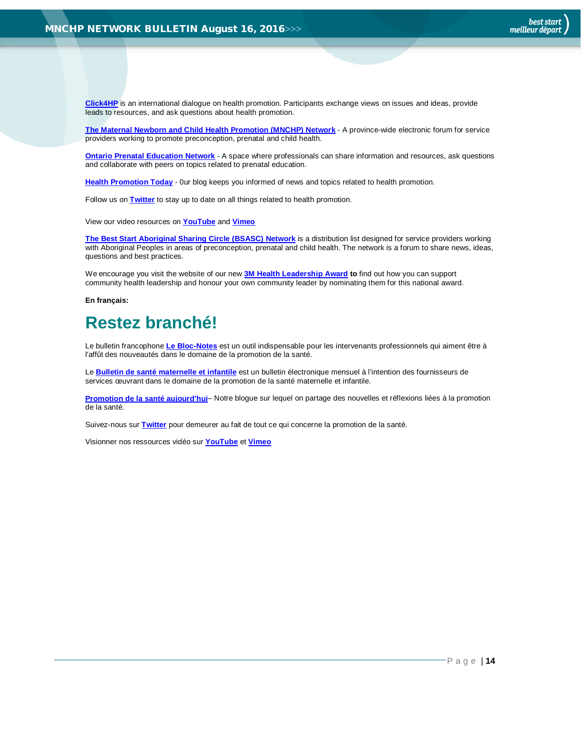**Click4HP** is an international dialogue on health promotion. Participants exchange views on issues and ideas, provide leads to resources, and ask questions about health promotion.

**The Maternal Newborn and Child Health Promotion (MNCHP) Network** - A province-wide electronic forum for service providers working to promote preconception, prenatal and child health.

**Ontario Prenatal Education Network** - A space where professionals can share information and resources, ask questions and collaborate with peers on topics related to prenatal education.

**Health Promotion Today** - 0ur blog keeps you informed of news and topics related to health promotion.

Follow us on **Twitter** to stay up to date on all things related to health promotion.

View our video resources on **YouTube** and **Vimeo**

**The Best Start Aboriginal Sharing Circle (BSASC) Network** is a distribution list designed for service providers working with Aboriginal Peoples in areas of preconception, prenatal and child health. The network is a forum to share news, ideas, questions and best practices.

We encourage you visit the website of our new **3M Health Leadership Award** **to** find out how you can support community health leadership and honour your own community leader by nominating them for this national award.

**En français:**

# Restez branché!

Le bulletin francophone **Le Bloc-Notes** est un outil indispensable pour les intervenants professionnels qui aiment être à l'affût des nouveautés dans le domaine de la promotion de la santé.

Le **Bulletin de santé maternelle et infantile** est un bulletin électronique mensuel à l'intention des fournisseurs de services œuvrant dans le domaine de la promotion de la santé maternelle et infantile.

**Promotion de la santé aujourd'hui**– Notre blogue sur lequel on partage des nouvelles et réflexions liées à la promotion de la santé.

Suivez-nous sur **Twitter** pour demeurer au fait de tout ce qui concerne la promotion de la santé.

Visionner nos ressources vidéo sur **YouTube** et **Vimeo**